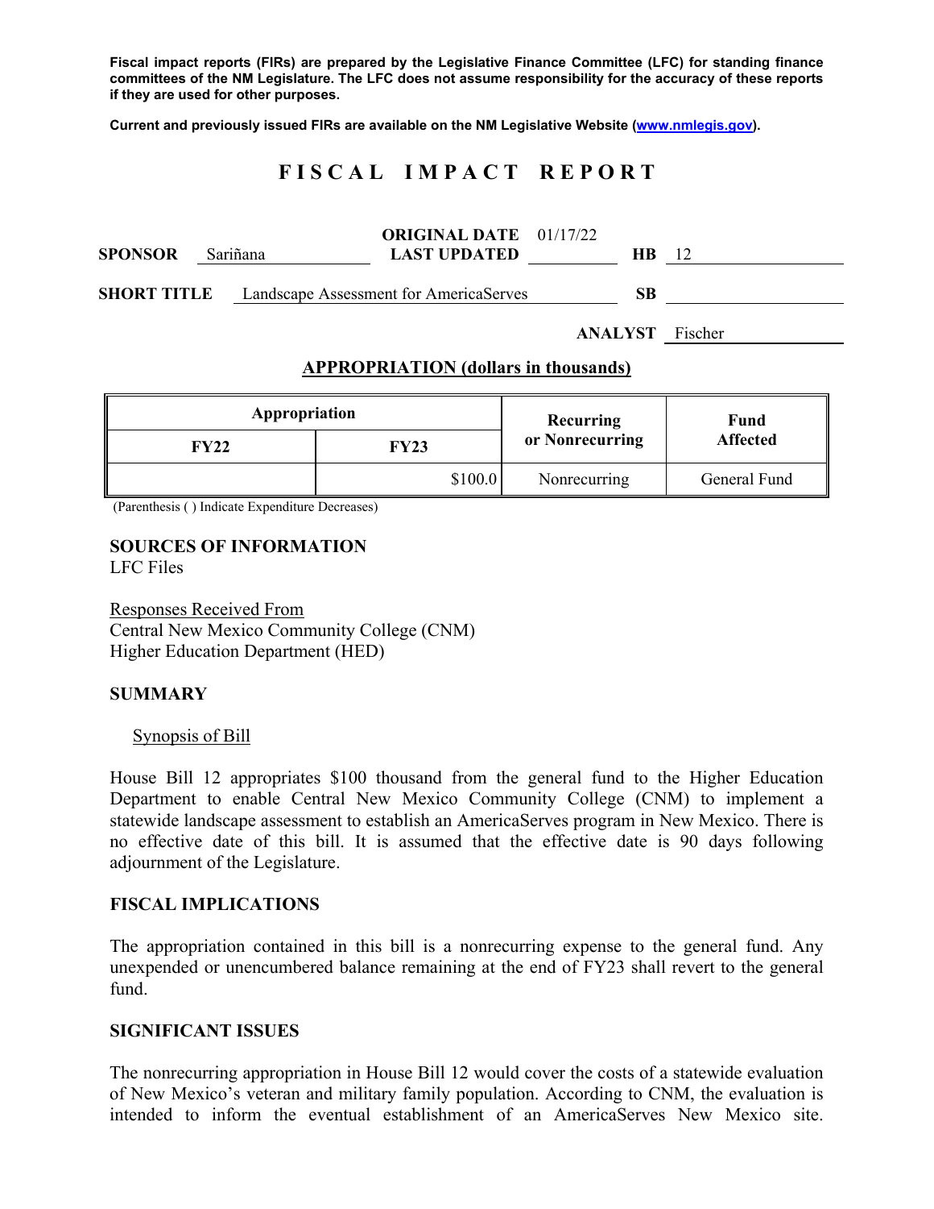**Fiscal impact reports (FIRs) are prepared by the Legislative Finance Committee (LFC) for standing finance committees of the NM Legislature. The LFC does not assume responsibility for the accuracy of these reports if they are used for other purposes.**

**Current and previously issued FIRs are available on the NM Legislative Website (www.nmlegis.gov).**

# FISCAL IMPACT REPORT

**SPONSOR** Sariñana **ORIGINAL DATE** 01/17/22 **LAST UPDATED** **HB** 12

**SHORT TITLE** Landscape Assessment for AmericaServes **SB**

**ANALYST** Fischer

## APPROPRIATION (dollars in thousands)

| Appropriation | | Recurring or Nonrecurring | Fund Affected |
|---|---|---|---|
| FY22 | FY23 | | |
| | $100.0 | Nonrecurring | General Fund |

(Parenthesis ( ) Indicate Expenditure Decreases)

## SOURCES OF INFORMATION

LFC Files

Responses Received From
Central New Mexico Community College (CNM)
Higher Education Department (HED)

## SUMMARY

Synopsis of Bill

House Bill 12 appropriates $100 thousand from the general fund to the Higher Education Department to enable Central New Mexico Community College (CNM) to implement a statewide landscape assessment to establish an AmericaServes program in New Mexico. There is no effective date of this bill. It is assumed that the effective date is 90 days following adjournment of the Legislature.

## FISCAL IMPLICATIONS

The appropriation contained in this bill is a nonrecurring expense to the general fund. Any unexpended or unencumbered balance remaining at the end of FY23 shall revert to the general fund.

## SIGNIFICANT ISSUES

The nonrecurring appropriation in House Bill 12 would cover the costs of a statewide evaluation of New Mexico's veteran and military family population. According to CNM, the evaluation is intended to inform the eventual establishment of an AmericaServes New Mexico site.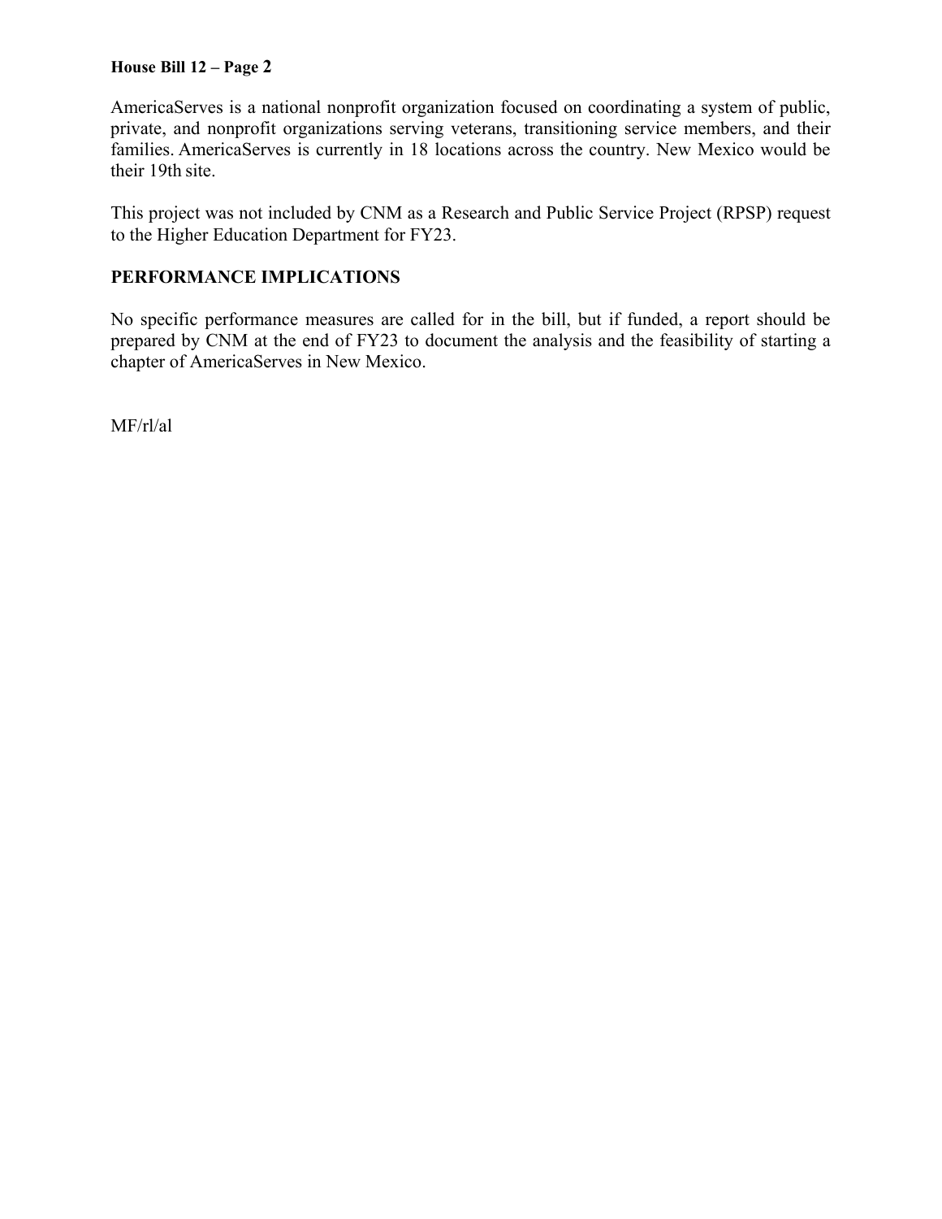AmericaServes is a national nonprofit organization focused on coordinating a system of public, private, and nonprofit organizations serving veterans, transitioning service members, and their families. AmericaServes is currently in 18 locations across the country. New Mexico would be their 19th site.

This project was not included by CNM as a Research and Public Service Project (RPSP) request to the Higher Education Department for FY23.

## PERFORMANCE IMPLICATIONS

No specific performance measures are called for in the bill, but if funded, a report should be prepared by CNM at the end of FY23 to document the analysis and the feasibility of starting a chapter of AmericaServes in New Mexico.

MF/rl/al